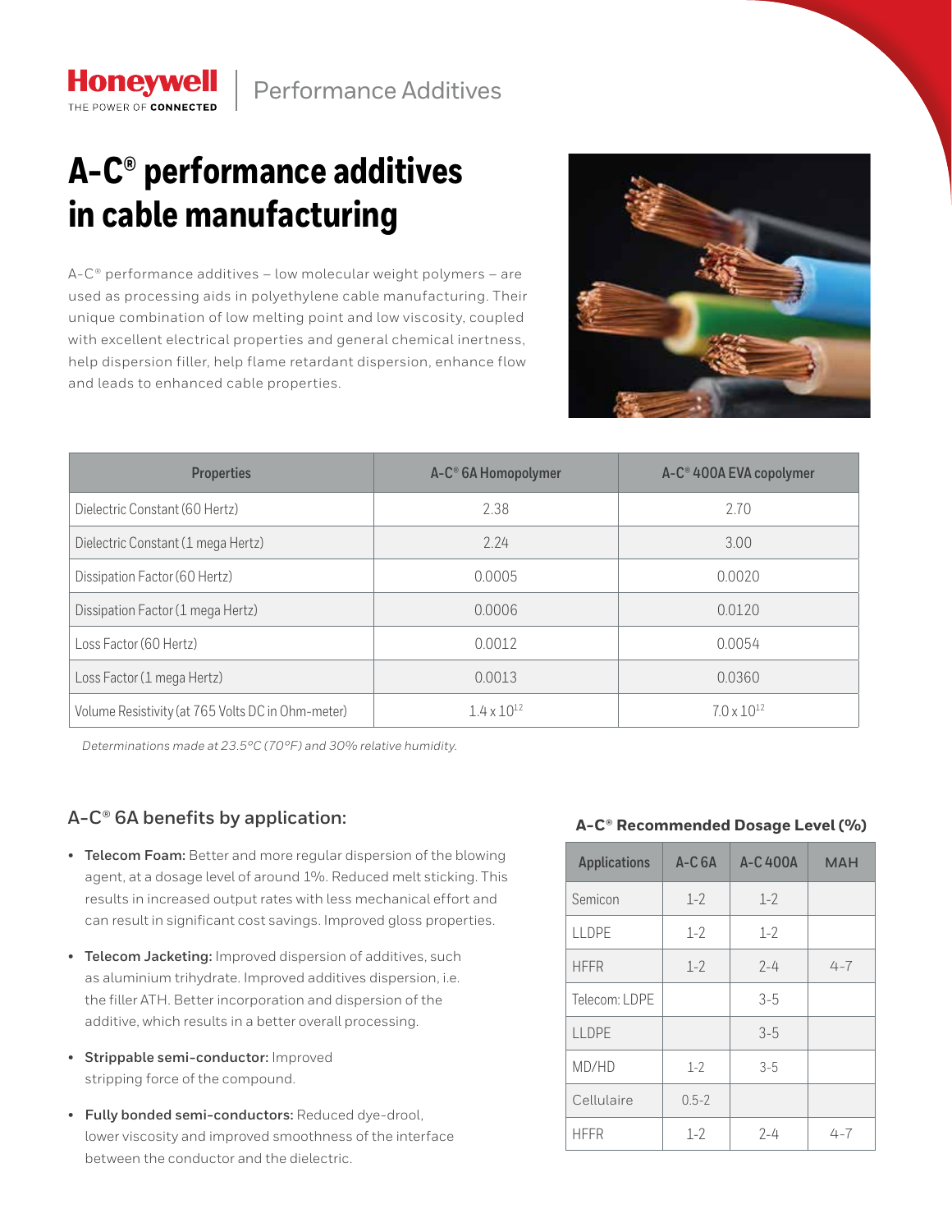Honeywell | Performance Additives

# A-C® performance additives in cable manufacturing

A-C® performance additives – low molecular weight polymers – are used as processing aids in polyethylene cable manufacturing. Their unique combination of low melting point and low viscosity, coupled with excellent electrical properties and general chemical inertness, help dispersion filler, help flame retardant dispersion, enhance flow and leads to enhanced cable properties.

| Properties | A-C® 6A Homopolymer | A-C® 400A EVA copolymer |
|---|---|---|
| Dielectric Constant (60 Hertz) | 2.38 | 2.70 |
| Dielectric Constant (1 mega Hertz) | 2.24 | 3.00 |
| Dissipation Factor (60 Hertz) | 0.0005 | 0.0020 |
| Dissipation Factor (1 mega Hertz) | 0.0006 | 0.0120 |
| Loss Factor (60 Hertz) | 0.0012 | 0.0054 |
| Loss Factor (1 mega Hertz) | 0.0013 | 0.0360 |
| Volume Resistivity (at 765 Volts DC in Ohm-meter) | $1.4 \times 10^{12}$ | $7.0 \times 10^{12}$ |

*Determinations made at 23.5°C (70°F) and 30% relative humidity.*

## A-C® 6A benefits by application:

- **Telecom Foam:** Better and more regular dispersion of the blowing agent, at a dosage level of around 1%. Reduced melt sticking. This results in increased output rates with less mechanical effort and can result in significant cost savings. Improved gloss properties.
- **Telecom Jacketing:** Improved dispersion of additives, such as aluminium trihydrate. Improved additives dispersion, i.e. the filler ATH. Better incorporation and dispersion of the additive, which results in a better overall processing.
- **Strippable semi-conductor:** Improved stripping force of the compound.
- **Fully bonded semi-conductors:** Reduced dye-drool, lower viscosity and improved smoothness of the interface between the conductor and the dielectric.

**A-C® Recommended Dosage Level (%)**

| Applications | A-C 6A | A-C 400A | MAH |
|---|---|---|---|
| Semicon | 1-2 | 1-2 | |
| LLDPE | 1-2 | 1-2 | |
| HFFR | 1-2 | 2-4 | 4-7 |
| Telecom: LDPE | | 3-5 | |
| LLDPE | | 3-5 | |
| MD/HD | 1-2 | 3-5 | |
| Cellulaire | 0.5-2 | | |
| HFFR | 1-2 | 2-4 | 4-7 |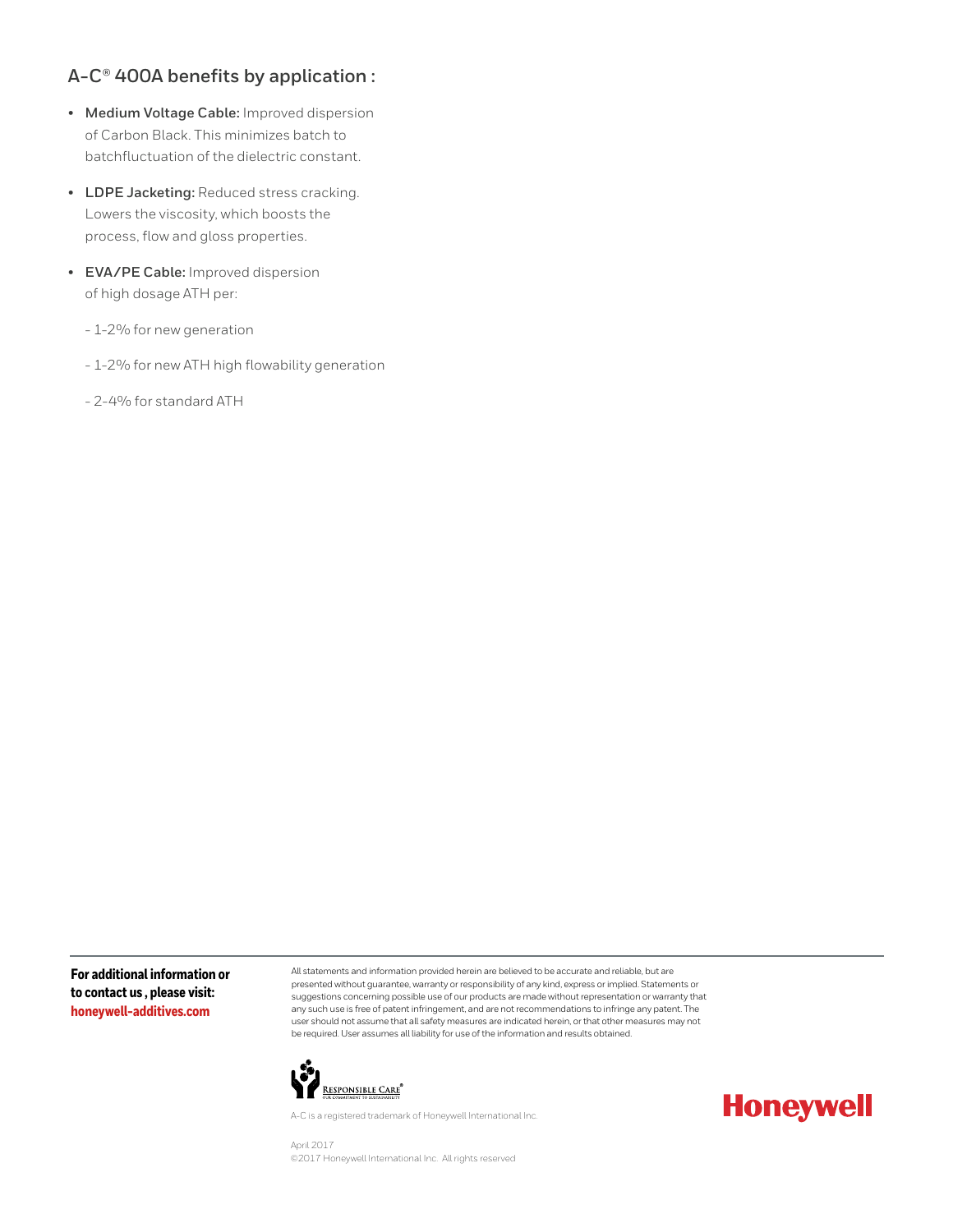## A-C® 400A benefits by application :

- **Medium Voltage Cable:** Improved dispersion of Carbon Black. This minimizes batch to batchfluctuation of the dielectric constant.
- **LDPE Jacketing:** Reduced stress cracking. Lowers the viscosity, which boosts the process, flow and gloss properties.
- **EVA/PE Cable:** Improved dispersion of high dosage ATH per:
  - 1-2% for new generation
  - 1-2% for new ATH high flowability generation
  - 2-4% for standard ATH

**For additional information or to contact us , please visit:**
**honeywell-additives.com**

All statements and information provided herein are believed to be accurate and reliable, but are presented without guarantee, warranty or responsibility of any kind, express or implied. Statements or suggestions concerning possible use of our products are made without representation or warranty that any such use is free of patent infringement, and are not recommendations to infringe any patent. The user should not assume that all safety measures are indicated herein, or that other measures may not be required. User assumes all liability for use of the information and results obtained.

Responsible Care® Our commitment to sustainability

A-C is a registered trademark of Honeywell International Inc.

Honeywell

April 2017
©2017 Honeywell International Inc. All rights reserved